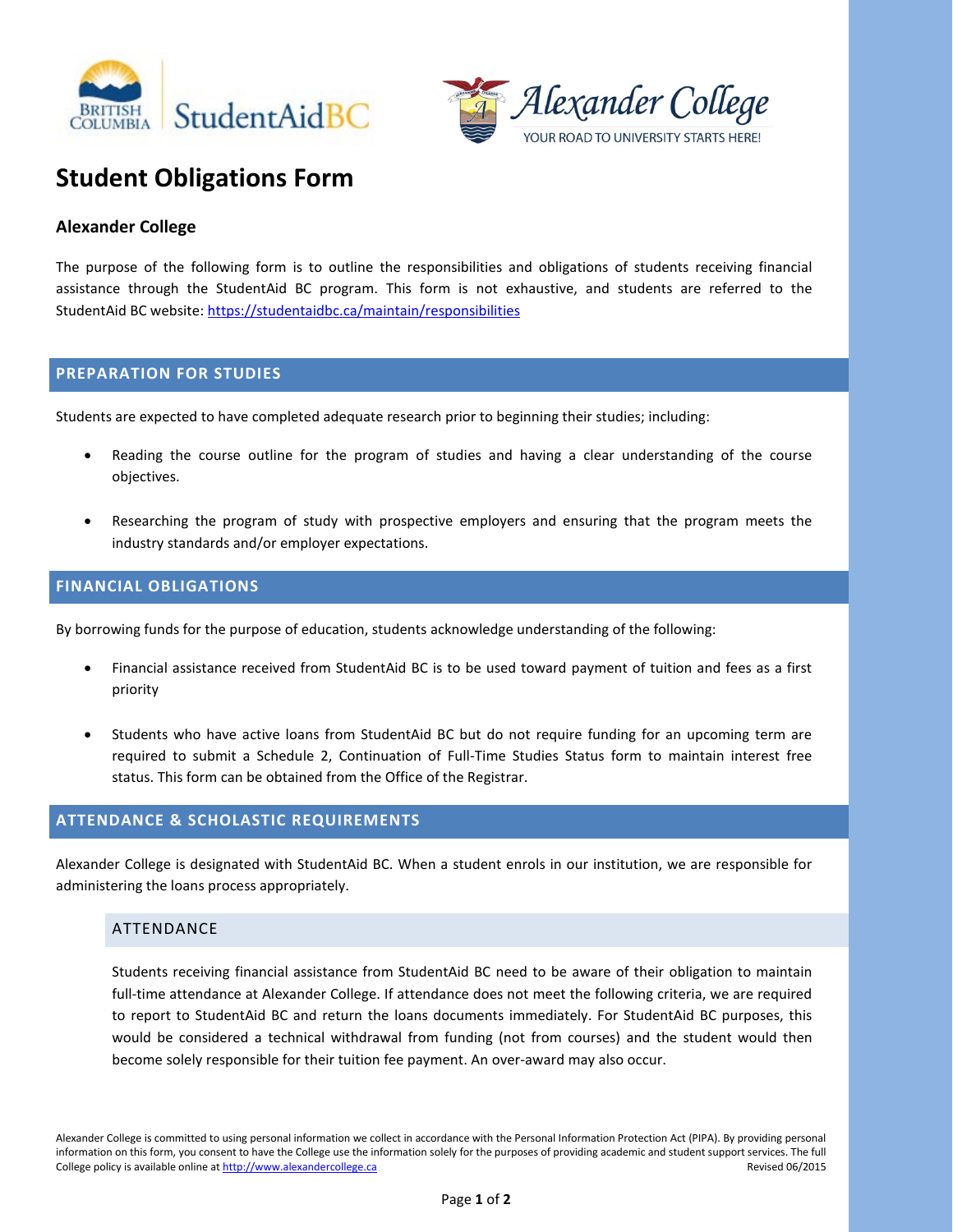# Student Obligations Form

### Alexander College

The purpose of the following form is to outline the responsibilities and obligations of students receiving financial assistance through the StudentAid BC program. This form is not exhaustive, and students are referred to the StudentAid BC website: https://studentaidbc.ca/maintain/responsibilities

## PREPARATION FOR STUDIES

Students are expected to have completed adequate research prior to beginning their studies; including:

- Reading the course outline for the program of studies and having a clear understanding of the course objectives.
- Researching the program of study with prospective employers and ensuring that the program meets the industry standards and/or employer expectations.

## FINANCIAL OBLIGATIONS

By borrowing funds for the purpose of education, students acknowledge understanding of the following:

- Financial assistance received from StudentAid BC is to be used toward payment of tuition and fees as a first priority
- Students who have active loans from StudentAid BC but do not require funding for an upcoming term are required to submit a Schedule 2, Continuation of Full-Time Studies Status form to maintain interest free status. This form can be obtained from the Office of the Registrar.

## ATTENDANCE & SCHOLASTIC REQUIREMENTS

Alexander College is designated with StudentAid BC. When a student enrols in our institution, we are responsible for administering the loans process appropriately.

### ATTENDANCE

Students receiving financial assistance from StudentAid BC need to be aware of their obligation to maintain full-time attendance at Alexander College. If attendance does not meet the following criteria, we are required to report to StudentAid BC and return the loans documents immediately. For StudentAid BC purposes, this would be considered a technical withdrawal from funding (not from courses) and the student would then become solely responsible for their tuition fee payment. An over-award may also occur.

Alexander College is committed to using personal information we collect in accordance with the Personal Information Protection Act (PIPA). By providing personal information on this form, you consent to have the College use the information solely for the purposes of providing academic and student support services. The full College policy is available online at http://www.alexandercollege.ca

Revised 06/2015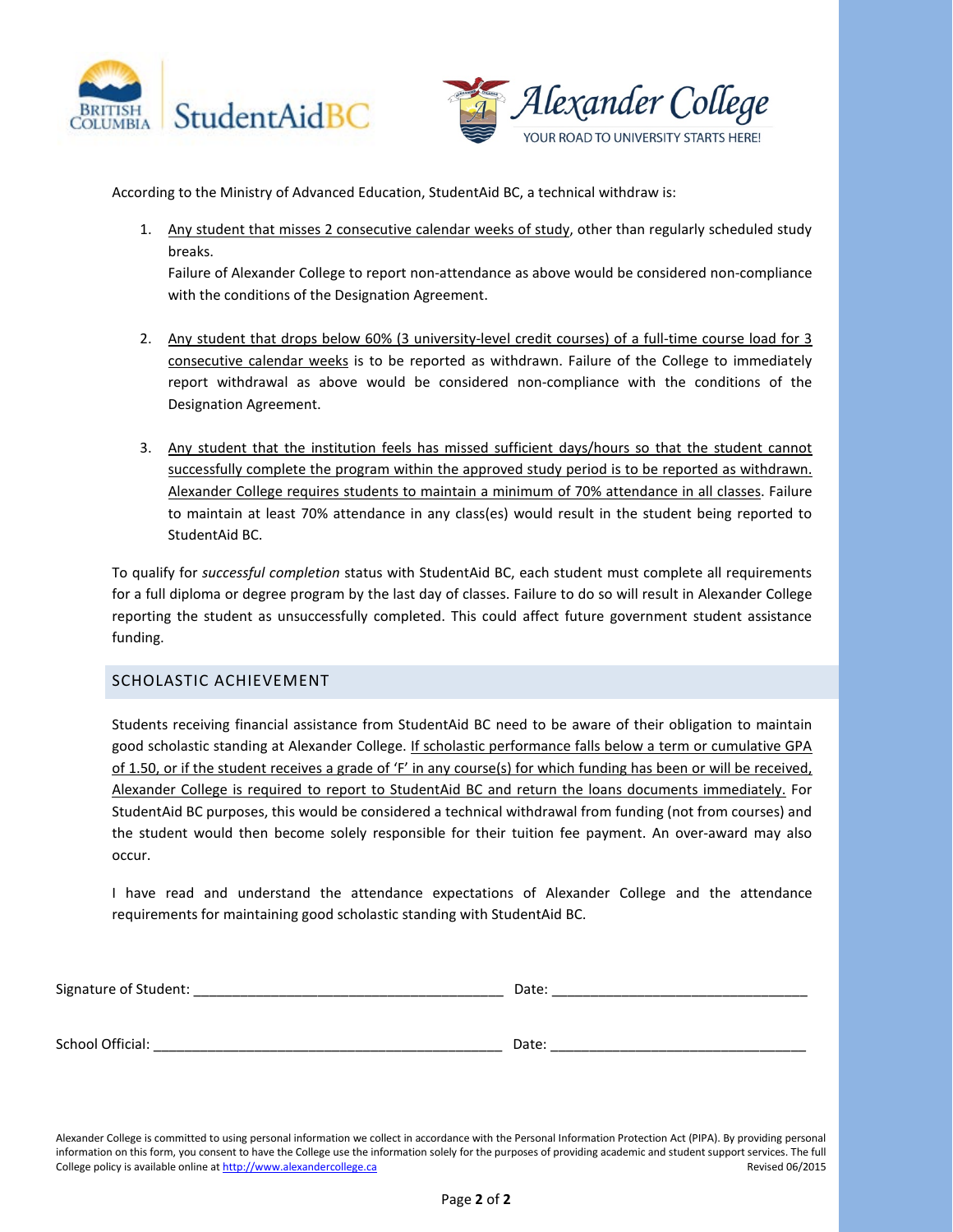According to the Ministry of Advanced Education, StudentAid BC, a technical withdraw is:

1. Any student that misses 2 consecutive calendar weeks of study, other than regularly scheduled study breaks.
   Failure of Alexander College to report non-attendance as above would be considered non-compliance with the conditions of the Designation Agreement.

2. Any student that drops below 60% (3 university-level credit courses) of a full-time course load for 3 consecutive calendar weeks is to be reported as withdrawn. Failure of the College to immediately report withdrawal as above would be considered non-compliance with the conditions of the Designation Agreement.

3. Any student that the institution feels has missed sufficient days/hours so that the student cannot successfully complete the program within the approved study period is to be reported as withdrawn. Alexander College requires students to maintain a minimum of 70% attendance in all classes. Failure to maintain at least 70% attendance in any class(es) would result in the student being reported to StudentAid BC.

To qualify for *successful completion* status with StudentAid BC, each student must complete all requirements for a full diploma or degree program by the last day of classes. Failure to do so will result in Alexander College reporting the student as unsuccessfully completed. This could affect future government student assistance funding.

## SCHOLASTIC ACHIEVEMENT

Students receiving financial assistance from StudentAid BC need to be aware of their obligation to maintain good scholastic standing at Alexander College. If scholastic performance falls below a term or cumulative GPA of 1.50, or if the student receives a grade of 'F' in any course(s) for which funding has been or will be received, Alexander College is required to report to StudentAid BC and return the loans documents immediately. For StudentAid BC purposes, this would be considered a technical withdrawal from funding (not from courses) and the student would then become solely responsible for their tuition fee payment. An over-award may also occur.

I have read and understand the attendance expectations of Alexander College and the attendance requirements for maintaining good scholastic standing with StudentAid BC.

Signature of Student: ______________________________ Date: ______________________________

School Official: ______________________________ Date: ______________________________

Alexander College is committed to using personal information we collect in accordance with the Personal Information Protection Act (PIPA). By providing personal information on this form, you consent to have the College use the information solely for the purposes of providing academic and student support services. The full College policy is available online at http://www.alexandercollege.ca

Revised 06/2015